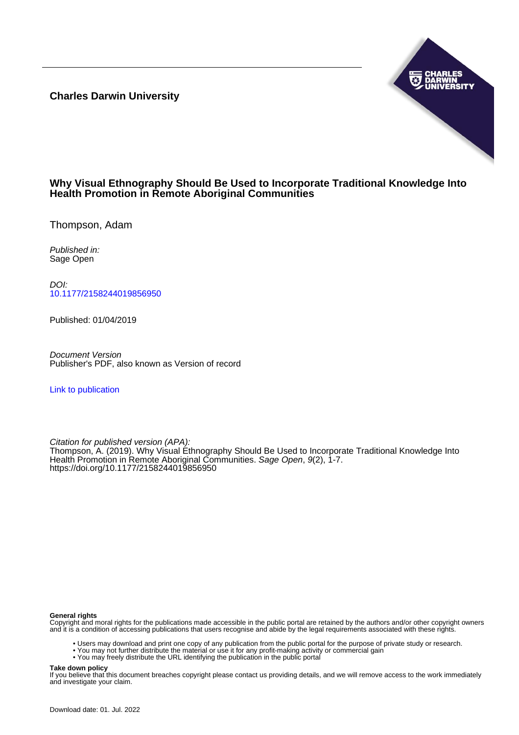**Charles Darwin University**

# Why Visual Ethnography Should Be Used to Incorporate Traditional Knowledge Into Health Promotion in Remote Aboriginal Communities

Thompson, Adam

*Published in:*
Sage Open

*DOI:*
10.1177/2158244019856950

Published: 01/04/2019

*Document Version*
Publisher's PDF, also known as Version of record

Link to publication

*Citation for published version (APA):*
Thompson, A. (2019). Why Visual Ethnography Should Be Used to Incorporate Traditional Knowledge Into Health Promotion in Remote Aboriginal Communities. *Sage Open*, *9*(2), 1-7. https://doi.org/10.1177/2158244019856950

**General rights**
Copyright and moral rights for the publications made accessible in the public portal are retained by the authors and/or other copyright owners and it is a condition of accessing publications that users recognise and abide by the legal requirements associated with these rights.

- Users may download and print one copy of any publication from the public portal for the purpose of private study or research.
- You may not further distribute the material or use it for any profit-making activity or commercial gain
- You may freely distribute the URL identifying the publication in the public portal

**Take down policy**
If you believe that this document breaches copyright please contact us providing details, and we will remove access to the work immediately and investigate your claim.

Download date: 01. Jul. 2022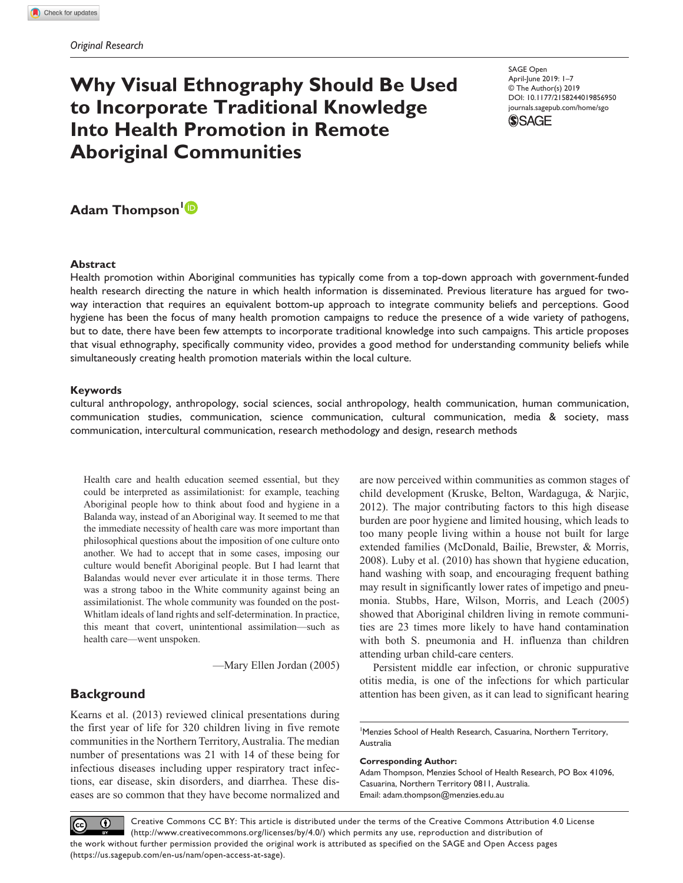Original Research

# Why Visual Ethnography Should Be Used to Incorporate Traditional Knowledge Into Health Promotion in Remote Aboriginal Communities

SAGE Open
April-June 2019: 1–7
© The Author(s) 2019
DOI: 10.1177/2158244019856950
journals.sagepub.com/home/sgo

**Adam Thompson**[1]

## Abstract

Health promotion within Aboriginal communities has typically come from a top-down approach with government-funded health research directing the nature in which health information is disseminated. Previous literature has argued for two-way interaction that requires an equivalent bottom-up approach to integrate community beliefs and perceptions. Good hygiene has been the focus of many health promotion campaigns to reduce the presence of a wide variety of pathogens, but to date, there have been few attempts to incorporate traditional knowledge into such campaigns. This article proposes that visual ethnography, specifically community video, provides a good method for understanding community beliefs while simultaneously creating health promotion materials within the local culture.

## Keywords

cultural anthropology, anthropology, social sciences, social anthropology, health communication, human communication, communication studies, communication, science communication, cultural communication, media & society, mass communication, intercultural communication, research methodology and design, research methods

> Health care and health education seemed essential, but they could be interpreted as assimilationist: for example, teaching Aboriginal people how to think about food and hygiene in a Balanda way, instead of an Aboriginal way. It seemed to me that the immediate necessity of health care was more important than philosophical questions about the imposition of one culture onto another. We had to accept that in some cases, imposing our culture would benefit Aboriginal people. But I had learnt that Balandas would never ever articulate it in those terms. There was a strong taboo in the White community against being an assimilationist. The whole community was founded on the post-Whitlam ideals of land rights and self-determination. In practice, this meant that covert, unintentional assimilation—such as health care—went unspoken.
>
> —Mary Ellen Jordan (2005)

## Background

Kearns et al. (2013) reviewed clinical presentations during the first year of life for 320 children living in five remote communities in the Northern Territory, Australia. The median number of presentations was 21 with 14 of these being for infectious diseases including upper respiratory tract infections, ear disease, skin disorders, and diarrhea. These diseases are so common that they have become normalized and are now perceived within communities as common stages of child development (Kruske, Belton, Wardaguga, & Narjic, 2012). The major contributing factors to this high disease burden are poor hygiene and limited housing, which leads to too many people living within a house not built for large extended families (McDonald, Bailie, Brewster, & Morris, 2008). Luby et al. (2010) has shown that hygiene education, hand washing with soap, and encouraging frequent bathing may result in significantly lower rates of impetigo and pneumonia. Stubbs, Hare, Wilson, Morris, and Leach (2005) showed that Aboriginal children living in remote communities are 23 times more likely to have hand contamination with both S. pneumonia and H. influenza than children attending urban child-care centers.

Persistent middle ear infection, or chronic suppurative otitis media, is one of the infections for which particular attention has been given, as it can lead to significant hearing

[1]Menzies School of Health Research, Casuarina, Northern Territory, Australia

**Corresponding Author:**
Adam Thompson, Menzies School of Health Research, PO Box 41096, Casuarina, Northern Territory 0811, Australia.
Email: adam.thompson@menzies.edu.au

Creative Commons CC BY: This article is distributed under the terms of the Creative Commons Attribution 4.0 License (http://www.creativecommons.org/licenses/by/4.0/) which permits any use, reproduction and distribution of the work without further permission provided the original work is attributed as specified on the SAGE and Open Access pages (https://us.sagepub.com/en-us/nam/open-access-at-sage).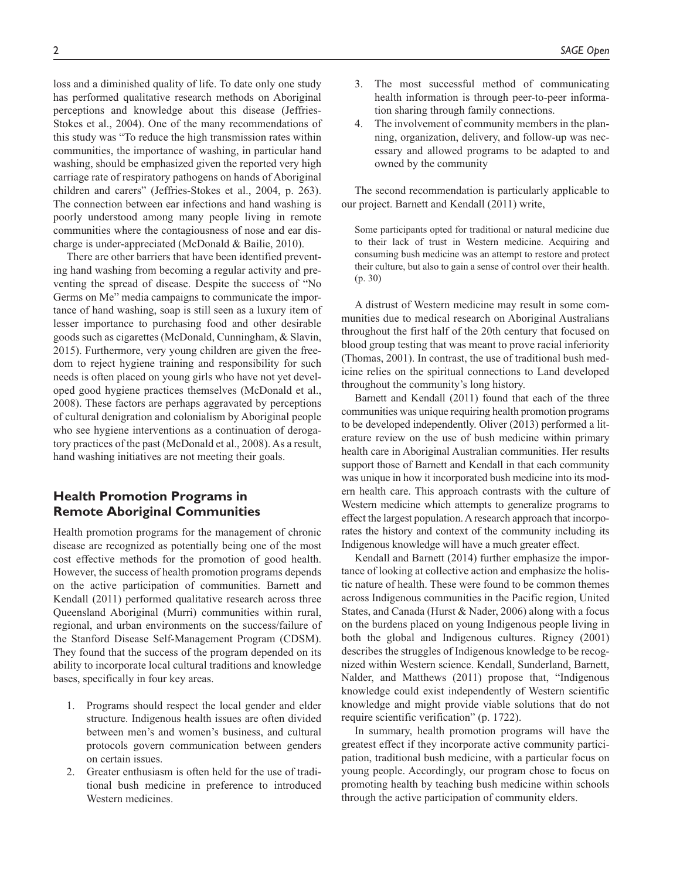loss and a diminished quality of life. To date only one study has performed qualitative research methods on Aboriginal perceptions and knowledge about this disease (Jeffries-Stokes et al., 2004). One of the many recommendations of this study was "To reduce the high transmission rates within communities, the importance of washing, in particular hand washing, should be emphasized given the reported very high carriage rate of respiratory pathogens on hands of Aboriginal children and carers" (Jeffries-Stokes et al., 2004, p. 263). The connection between ear infections and hand washing is poorly understood among many people living in remote communities where the contagiousness of nose and ear discharge is under-appreciated (McDonald & Bailie, 2010).

There are other barriers that have been identified preventing hand washing from becoming a regular activity and preventing the spread of disease. Despite the success of "No Germs on Me" media campaigns to communicate the importance of hand washing, soap is still seen as a luxury item of lesser importance to purchasing food and other desirable goods such as cigarettes (McDonald, Cunningham, & Slavin, 2015). Furthermore, very young children are given the freedom to reject hygiene training and responsibility for such needs is often placed on young girls who have not yet developed good hygiene practices themselves (McDonald et al., 2008). These factors are perhaps aggravated by perceptions of cultural denigration and colonialism by Aboriginal people who see hygiene interventions as a continuation of derogatory practices of the past (McDonald et al., 2008). As a result, hand washing initiatives are not meeting their goals.

## Health Promotion Programs in Remote Aboriginal Communities

Health promotion programs for the management of chronic disease are recognized as potentially being one of the most cost effective methods for the promotion of good health. However, the success of health promotion programs depends on the active participation of communities. Barnett and Kendall (2011) performed qualitative research across three Queensland Aboriginal (Murri) communities within rural, regional, and urban environments on the success/failure of the Stanford Disease Self-Management Program (CDSM). They found that the success of the program depended on its ability to incorporate local cultural traditions and knowledge bases, specifically in four key areas.

1. Programs should respect the local gender and elder structure. Indigenous health issues are often divided between men's and women's business, and cultural protocols govern communication between genders on certain issues.
2. Greater enthusiasm is often held for the use of traditional bush medicine in preference to introduced Western medicines.
3. The most successful method of communicating health information is through peer-to-peer information sharing through family connections.
4. The involvement of community members in the planning, organization, delivery, and follow-up was necessary and allowed programs to be adapted to and owned by the community

The second recommendation is particularly applicable to our project. Barnett and Kendall (2011) write,

> Some participants opted for traditional or natural medicine due to their lack of trust in Western medicine. Acquiring and consuming bush medicine was an attempt to restore and protect their culture, but also to gain a sense of control over their health. (p. 30)

A distrust of Western medicine may result in some communities due to medical research on Aboriginal Australians throughout the first half of the 20th century that focused on blood group testing that was meant to prove racial inferiority (Thomas, 2001). In contrast, the use of traditional bush medicine relies on the spiritual connections to Land developed throughout the community's long history.

Barnett and Kendall (2011) found that each of the three communities was unique requiring health promotion programs to be developed independently. Oliver (2013) performed a literature review on the use of bush medicine within primary health care in Aboriginal Australian communities. Her results support those of Barnett and Kendall in that each community was unique in how it incorporated bush medicine into its modern health care. This approach contrasts with the culture of Western medicine which attempts to generalize programs to effect the largest population. A research approach that incorporates the history and context of the community including its Indigenous knowledge will have a much greater effect.

Kendall and Barnett (2014) further emphasize the importance of looking at collective action and emphasize the holistic nature of health. These were found to be common themes across Indigenous communities in the Pacific region, United States, and Canada (Hurst & Nader, 2006) along with a focus on the burdens placed on young Indigenous people living in both the global and Indigenous cultures. Rigney (2001) describes the struggles of Indigenous knowledge to be recognized within Western science. Kendall, Sunderland, Barnett, Nalder, and Matthews (2011) propose that, "Indigenous knowledge could exist independently of Western scientific knowledge and might provide viable solutions that do not require scientific verification" (p. 1722).

In summary, health promotion programs will have the greatest effect if they incorporate active community participation, traditional bush medicine, with a particular focus on young people. Accordingly, our program chose to focus on promoting health by teaching bush medicine within schools through the active participation of community elders.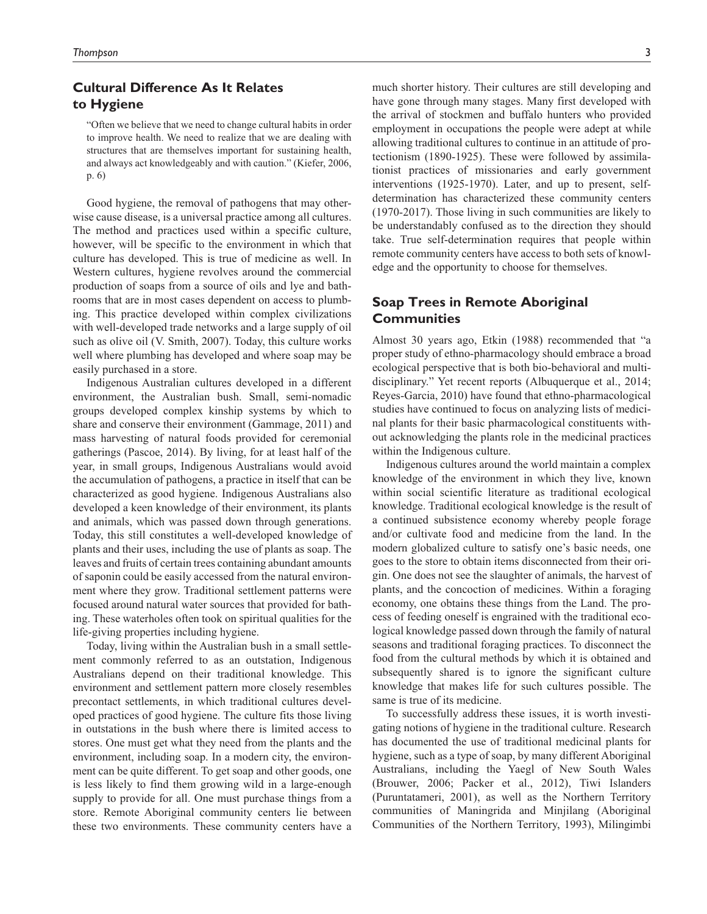## Cultural Difference As It Relates to Hygiene

> "Often we believe that we need to change cultural habits in order to improve health. We need to realize that we are dealing with structures that are themselves important for sustaining health, and always act knowledgeably and with caution." (Kiefer, 2006, p. 6)

Good hygiene, the removal of pathogens that may otherwise cause disease, is a universal practice among all cultures. The method and practices used within a specific culture, however, will be specific to the environment in which that culture has developed. This is true of medicine as well. In Western cultures, hygiene revolves around the commercial production of soaps from a source of oils and lye and bathrooms that are in most cases dependent on access to plumbing. This practice developed within complex civilizations with well-developed trade networks and a large supply of oil such as olive oil (V. Smith, 2007). Today, this culture works well where plumbing has developed and where soap may be easily purchased in a store.

Indigenous Australian cultures developed in a different environment, the Australian bush. Small, semi-nomadic groups developed complex kinship systems by which to share and conserve their environment (Gammage, 2011) and mass harvesting of natural foods provided for ceremonial gatherings (Pascoe, 2014). By living, for at least half of the year, in small groups, Indigenous Australians would avoid the accumulation of pathogens, a practice in itself that can be characterized as good hygiene. Indigenous Australians also developed a keen knowledge of their environment, its plants and animals, which was passed down through generations. Today, this still constitutes a well-developed knowledge of plants and their uses, including the use of plants as soap. The leaves and fruits of certain trees containing abundant amounts of saponin could be easily accessed from the natural environment where they grow. Traditional settlement patterns were focused around natural water sources that provided for bathing. These waterholes often took on spiritual qualities for the life-giving properties including hygiene.

Today, living within the Australian bush in a small settlement commonly referred to as an outstation, Indigenous Australians depend on their traditional knowledge. This environment and settlement pattern more closely resembles precontact settlements, in which traditional cultures developed practices of good hygiene. The culture fits those living in outstations in the bush where there is limited access to stores. One must get what they need from the plants and the environment, including soap. In a modern city, the environment can be quite different. To get soap and other goods, one is less likely to find them growing wild in a large-enough supply to provide for all. One must purchase things from a store. Remote Aboriginal community centers lie between these two environments. These community centers have a much shorter history. Their cultures are still developing and have gone through many stages. Many first developed with the arrival of stockmen and buffalo hunters who provided employment in occupations the people were adept at while allowing traditional cultures to continue in an attitude of protectionism (1890-1925). These were followed by assimilationist practices of missionaries and early government interventions (1925-1970). Later, and up to present, self-determination has characterized these community centers (1970-2017). Those living in such communities are likely to be understandably confused as to the direction they should take. True self-determination requires that people within remote community centers have access to both sets of knowledge and the opportunity to choose for themselves.

## Soap Trees in Remote Aboriginal Communities

Almost 30 years ago, Etkin (1988) recommended that "a proper study of ethno-pharmacology should embrace a broad ecological perspective that is both bio-behavioral and multidisciplinary." Yet recent reports (Albuquerque et al., 2014; Reyes-Garcia, 2010) have found that ethno-pharmacological studies have continued to focus on analyzing lists of medicinal plants for their basic pharmacological constituents without acknowledging the plants role in the medicinal practices within the Indigenous culture.

Indigenous cultures around the world maintain a complex knowledge of the environment in which they live, known within social scientific literature as traditional ecological knowledge. Traditional ecological knowledge is the result of a continued subsistence economy whereby people forage and/or cultivate food and medicine from the land. In the modern globalized culture to satisfy one's basic needs, one goes to the store to obtain items disconnected from their origin. One does not see the slaughter of animals, the harvest of plants, and the concoction of medicines. Within a foraging economy, one obtains these things from the Land. The process of feeding oneself is engrained with the traditional ecological knowledge passed down through the family of natural seasons and traditional foraging practices. To disconnect the food from the cultural methods by which it is obtained and subsequently shared is to ignore the significant culture knowledge that makes life for such cultures possible. The same is true of its medicine.

To successfully address these issues, it is worth investigating notions of hygiene in the traditional culture. Research has documented the use of traditional medicinal plants for hygiene, such as a type of soap, by many different Aboriginal Australians, including the Yaegl of New South Wales (Brouwer, 2006; Packer et al., 2012), Tiwi Islanders (Puruntatameri, 2001), as well as the Northern Territory communities of Maningrida and Minjilang (Aboriginal Communities of the Northern Territory, 1993), Milingimbi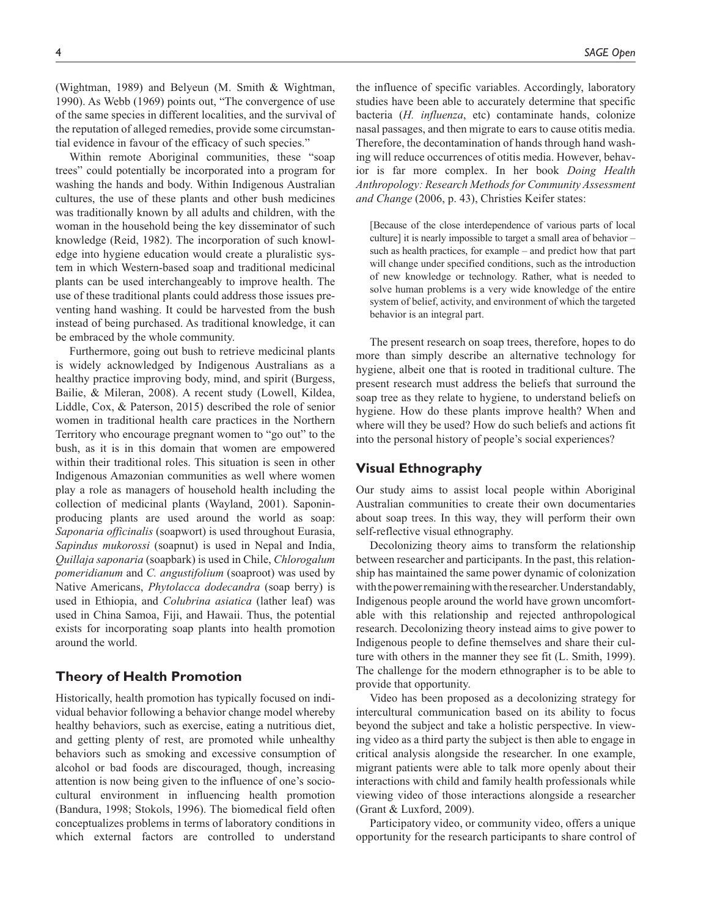(Wightman, 1989) and Belyeun (M. Smith & Wightman, 1990). As Webb (1969) points out, "The convergence of use of the same species in different localities, and the survival of the reputation of alleged remedies, provide some circumstantial evidence in favour of the efficacy of such species."

Within remote Aboriginal communities, these "soap trees" could potentially be incorporated into a program for washing the hands and body. Within Indigenous Australian cultures, the use of these plants and other bush medicines was traditionally known by all adults and children, with the woman in the household being the key disseminator of such knowledge (Reid, 1982). The incorporation of such knowledge into hygiene education would create a pluralistic system in which Western-based soap and traditional medicinal plants can be used interchangeably to improve health. The use of these traditional plants could address those issues preventing hand washing. It could be harvested from the bush instead of being purchased. As traditional knowledge, it can be embraced by the whole community.

Furthermore, going out bush to retrieve medicinal plants is widely acknowledged by Indigenous Australians as a healthy practice improving body, mind, and spirit (Burgess, Bailie, & Mileran, 2008). A recent study (Lowell, Kildea, Liddle, Cox, & Paterson, 2015) described the role of senior women in traditional health care practices in the Northern Territory who encourage pregnant women to "go out" to the bush, as it is in this domain that women are empowered within their traditional roles. This situation is seen in other Indigenous Amazonian communities as well where women play a role as managers of household health including the collection of medicinal plants (Wayland, 2001). Saponin-producing plants are used around the world as soap: *Saponaria officinalis* (soapwort) is used throughout Eurasia, *Sapindus mukorossi* (soapnut) is used in Nepal and India, *Quillaja saponaria* (soapbark) is used in Chile, *Chlorogalum pomeridianum* and *C. angustifolium* (soaproot) was used by Native Americans, *Phytolacca dodecandra* (soap berry) is used in Ethiopia, and *Colubrina asiatica* (lather leaf) was used in China Samoa, Fiji, and Hawaii. Thus, the potential exists for incorporating soap plants into health promotion around the world.

## Theory of Health Promotion

Historically, health promotion has typically focused on individual behavior following a behavior change model whereby healthy behaviors, such as exercise, eating a nutritious diet, and getting plenty of rest, are promoted while unhealthy behaviors such as smoking and excessive consumption of alcohol or bad foods are discouraged, though, increasing attention is now being given to the influence of one's sociocultural environment in influencing health promotion (Bandura, 1998; Stokols, 1996). The biomedical field often conceptualizes problems in terms of laboratory conditions in which external factors are controlled to understand the influence of specific variables. Accordingly, laboratory studies have been able to accurately determine that specific bacteria (*H. influenza*, etc) contaminate hands, colonize nasal passages, and then migrate to ears to cause otitis media. Therefore, the decontamination of hands through hand washing will reduce occurrences of otitis media. However, behavior is far more complex. In her book *Doing Health Anthropology: Research Methods for Community Assessment and Change* (2006, p. 43), Christies Keifer states:

> [Because of the close interdependence of various parts of local culture] it is nearly impossible to target a small area of behavior – such as health practices, for example – and predict how that part will change under specified conditions, such as the introduction of new knowledge or technology. Rather, what is needed to solve human problems is a very wide knowledge of the entire system of belief, activity, and environment of which the targeted behavior is an integral part.

The present research on soap trees, therefore, hopes to do more than simply describe an alternative technology for hygiene, albeit one that is rooted in traditional culture. The present research must address the beliefs that surround the soap tree as they relate to hygiene, to understand beliefs on hygiene. How do these plants improve health? When and where will they be used? How do such beliefs and actions fit into the personal history of people's social experiences?

## Visual Ethnography

Our study aims to assist local people within Aboriginal Australian communities to create their own documentaries about soap trees. In this way, they will perform their own self-reflective visual ethnography.

Decolonizing theory aims to transform the relationship between researcher and participants. In the past, this relationship has maintained the same power dynamic of colonization with the power remaining with the researcher. Understandably, Indigenous people around the world have grown uncomfortable with this relationship and rejected anthropological research. Decolonizing theory instead aims to give power to Indigenous people to define themselves and share their culture with others in the manner they see fit (L. Smith, 1999). The challenge for the modern ethnographer is to be able to provide that opportunity.

Video has been proposed as a decolonizing strategy for intercultural communication based on its ability to focus beyond the subject and take a holistic perspective. In viewing video as a third party the subject is then able to engage in critical analysis alongside the researcher. In one example, migrant patients were able to talk more openly about their interactions with child and family health professionals while viewing video of those interactions alongside a researcher (Grant & Luxford, 2009).

Participatory video, or community video, offers a unique opportunity for the research participants to share control of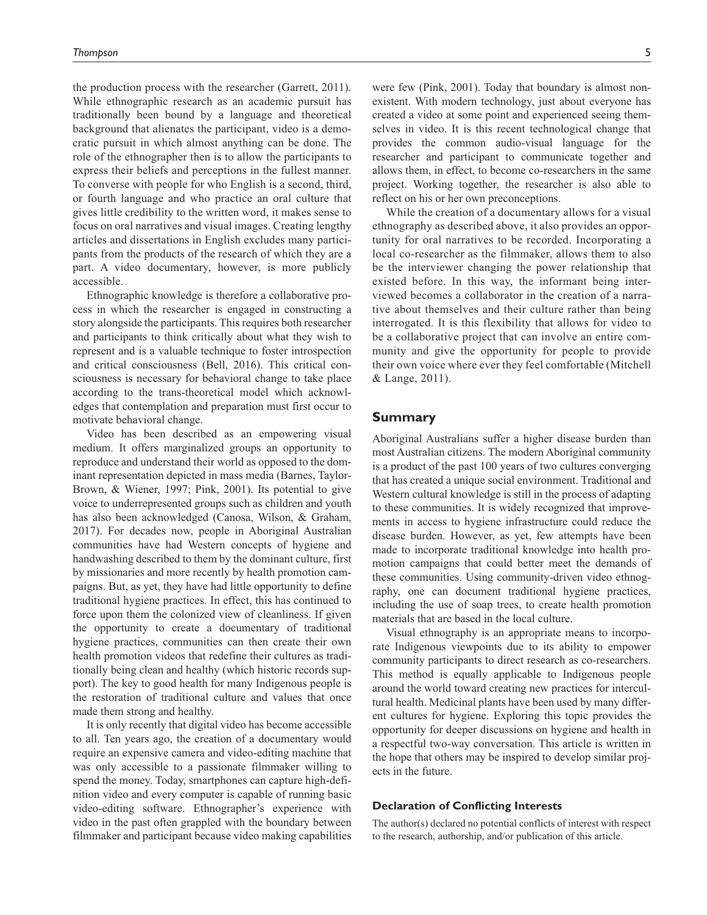the production process with the researcher (Garrett, 2011). While ethnographic research as an academic pursuit has traditionally been bound by a language and theoretical background that alienates the participant, video is a democratic pursuit in which almost anything can be done. The role of the ethnographer then is to allow the participants to express their beliefs and perceptions in the fullest manner. To converse with people for who English is a second, third, or fourth language and who practice an oral culture that gives little credibility to the written word, it makes sense to focus on oral narratives and visual images. Creating lengthy articles and dissertations in English excludes many participants from the products of the research of which they are a part. A video documentary, however, is more publicly accessible.

Ethnographic knowledge is therefore a collaborative process in which the researcher is engaged in constructing a story alongside the participants. This requires both researcher and participants to think critically about what they wish to represent and is a valuable technique to foster introspection and critical consciousness (Bell, 2016). This critical consciousness is necessary for behavioral change to take place according to the trans-theoretical model which acknowledges that contemplation and preparation must first occur to motivate behavioral change.

Video has been described as an empowering visual medium. It offers marginalized groups an opportunity to reproduce and understand their world as opposed to the dominant representation depicted in mass media (Barnes, Taylor-Brown, & Wiener, 1997; Pink, 2001). Its potential to give voice to underrepresented groups such as children and youth has also been acknowledged (Canosa, Wilson, & Graham, 2017). For decades now, people in Aboriginal Australian communities have had Western concepts of hygiene and handwashing described to them by the dominant culture, first by missionaries and more recently by health promotion campaigns. But, as yet, they have had little opportunity to define traditional hygiene practices. In effect, this has continued to force upon them the colonized view of cleanliness. If given the opportunity to create a documentary of traditional hygiene practices, communities can then create their own health promotion videos that redefine their cultures as traditionally being clean and healthy (which historic records support). The key to good health for many Indigenous people is the restoration of traditional culture and values that once made them strong and healthy.

It is only recently that digital video has become accessible to all. Ten years ago, the creation of a documentary would require an expensive camera and video-editing machine that was only accessible to a passionate filmmaker willing to spend the money. Today, smartphones can capture high-definition video and every computer is capable of running basic video-editing software. Ethnographer's experience with video in the past often grappled with the boundary between filmmaker and participant because video making capabilities were few (Pink, 2001). Today that boundary is almost nonexistent. With modern technology, just about everyone has created a video at some point and experienced seeing themselves in video. It is this recent technological change that provides the common audio-visual language for the researcher and participant to communicate together and allows them, in effect, to become co-researchers in the same project. Working together, the researcher is also able to reflect on his or her own preconceptions.

While the creation of a documentary allows for a visual ethnography as described above, it also provides an opportunity for oral narratives to be recorded. Incorporating a local co-researcher as the filmmaker, allows them to also be the interviewer changing the power relationship that existed before. In this way, the informant being interviewed becomes a collaborator in the creation of a narrative about themselves and their culture rather than being interrogated. It is this flexibility that allows for video to be a collaborative project that can involve an entire community and give the opportunity for people to provide their own voice where ever they feel comfortable (Mitchell & Lange, 2011).

## Summary

Aboriginal Australians suffer a higher disease burden than most Australian citizens. The modern Aboriginal community is a product of the past 100 years of two cultures converging that has created a unique social environment. Traditional and Western cultural knowledge is still in the process of adapting to these communities. It is widely recognized that improvements in access to hygiene infrastructure could reduce the disease burden. However, as yet, few attempts have been made to incorporate traditional knowledge into health promotion campaigns that could better meet the demands of these communities. Using community-driven video ethnography, one can document traditional hygiene practices, including the use of soap trees, to create health promotion materials that are based in the local culture.

Visual ethnography is an appropriate means to incorporate Indigenous viewpoints due to its ability to empower community participants to direct research as co-researchers. This method is equally applicable to Indigenous people around the world toward creating new practices for intercultural health. Medicinal plants have been used by many different cultures for hygiene. Exploring this topic provides the opportunity for deeper discussions on hygiene and health in a respectful two-way conversation. This article is written in the hope that others may be inspired to develop similar projects in the future.

### Declaration of Conflicting Interests

The author(s) declared no potential conflicts of interest with respect to the research, authorship, and/or publication of this article.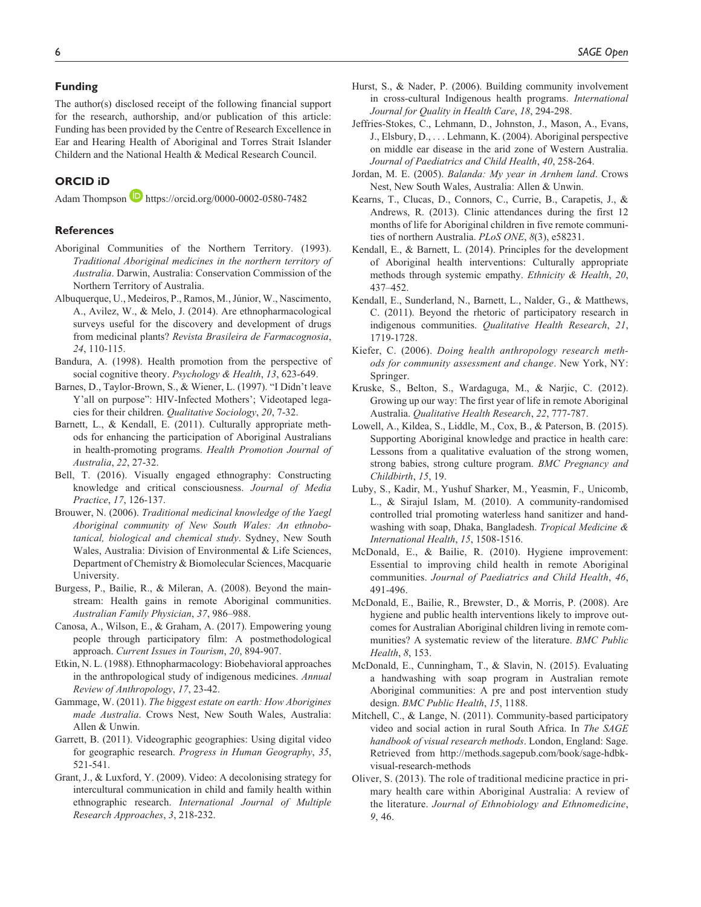## Funding

The author(s) disclosed receipt of the following financial support for the research, authorship, and/or publication of this article: Funding has been provided by the Centre of Research Excellence in Ear and Hearing Health of Aboriginal and Torres Strait Islander Childern and the National Health & Medical Research Council.

## ORCID iD

Adam Thompson https://orcid.org/0000-0002-0580-7482

## References

Aboriginal Communities of the Northern Territory. (1993). *Traditional Aboriginal medicines in the northern territory of Australia*. Darwin, Australia: Conservation Commission of the Northern Territory of Australia.

Albuquerque, U., Medeiros, P., Ramos, M., Júnior, W., Nascimento, A., Avilez, W., & Melo, J. (2014). Are ethnopharmacological surveys useful for the discovery and development of drugs from medicinal plants? *Revista Brasileira de Farmacognosia*, *24*, 110-115.

Bandura, A. (1998). Health promotion from the perspective of social cognitive theory. *Psychology & Health*, *13*, 623-649.

Barnes, D., Taylor-Brown, S., & Wiener, L. (1997). "I Didn't leave Y'all on purpose": HIV-Infected Mothers'; Videotaped legacies for their children. *Qualitative Sociology*, *20*, 7-32.

Barnett, L., & Kendall, E. (2011). Culturally appropriate methods for enhancing the participation of Aboriginal Australians in health-promoting programs. *Health Promotion Journal of Australia*, *22*, 27-32.

Bell, T. (2016). Visually engaged ethnography: Constructing knowledge and critical consciousness. *Journal of Media Practice*, *17*, 126-137.

Brouwer, N. (2006). *Traditional medicinal knowledge of the Yaegl Aboriginal community of New South Wales: An ethnobotanical, biological and chemical study*. Sydney, New South Wales, Australia: Division of Environmental & Life Sciences, Department of Chemistry & Biomolecular Sciences, Macquarie University.

Burgess, P., Bailie, R., & Mileran, A. (2008). Beyond the mainstream: Health gains in remote Aboriginal communities. *Australian Family Physician*, *37*, 986–988.

Canosa, A., Wilson, E., & Graham, A. (2017). Empowering young people through participatory film: A postmethodological approach. *Current Issues in Tourism*, *20*, 894-907.

Etkin, N. L. (1988). Ethnopharmacology: Biobehavioral approaches in the anthropological study of indigenous medicines. *Annual Review of Anthropology*, *17*, 23-42.

Gammage, W. (2011). *The biggest estate on earth: How Aborigines made Australia*. Crows Nest, New South Wales, Australia: Allen & Unwin.

Garrett, B. (2011). Videographic geographies: Using digital video for geographic research. *Progress in Human Geography*, *35*, 521-541.

Grant, J., & Luxford, Y. (2009). Video: A decolonising strategy for intercultural communication in child and family health within ethnographic research. *International Journal of Multiple Research Approaches*, *3*, 218-232.

Hurst, S., & Nader, P. (2006). Building community involvement in cross-cultural Indigenous health programs. *International Journal for Quality in Health Care*, *18*, 294-298.

Jeffries-Stokes, C., Lehmann, D., Johnston, J., Mason, A., Evans, J., Elsbury, D., . . . Lehmann, K. (2004). Aboriginal perspective on middle ear disease in the arid zone of Western Australia. *Journal of Paediatrics and Child Health*, *40*, 258-264.

Jordan, M. E. (2005). *Balanda: My year in Arnhem land*. Crows Nest, New South Wales, Australia: Allen & Unwin.

Kearns, T., Clucas, D., Connors, C., Currie, B., Carapetis, J., & Andrews, R. (2013). Clinic attendances during the first 12 months of life for Aboriginal children in five remote communities of northern Australia. *PLoS ONE*, *8*(3), e58231.

Kendall, E., & Barnett, L. (2014). Principles for the development of Aboriginal health interventions: Culturally appropriate methods through systemic empathy. *Ethnicity & Health*, *20*, 437–452.

Kendall, E., Sunderland, N., Barnett, L., Nalder, G., & Matthews, C. (2011). Beyond the rhetoric of participatory research in indigenous communities. *Qualitative Health Research*, *21*, 1719-1728.

Kiefer, C. (2006). *Doing health anthropology research methods for community assessment and change*. New York, NY: Springer.

Kruske, S., Belton, S., Wardaguga, M., & Narjic, C. (2012). Growing up our way: The first year of life in remote Aboriginal Australia. *Qualitative Health Research*, *22*, 777-787.

Lowell, A., Kildea, S., Liddle, M., Cox, B., & Paterson, B. (2015). Supporting Aboriginal knowledge and practice in health care: Lessons from a qualitative evaluation of the strong women, strong babies, strong culture program. *BMC Pregnancy and Childbirth*, *15*, 19.

Luby, S., Kadir, M., Yushuf Sharker, M., Yeasmin, F., Unicomb, L., & Sirajul Islam, M. (2010). A community-randomised controlled trial promoting waterless hand sanitizer and handwashing with soap, Dhaka, Bangladesh. *Tropical Medicine & International Health*, *15*, 1508-1516.

McDonald, E., & Bailie, R. (2010). Hygiene improvement: Essential to improving child health in remote Aboriginal communities. *Journal of Paediatrics and Child Health*, *46*, 491-496.

McDonald, E., Bailie, R., Brewster, D., & Morris, P. (2008). Are hygiene and public health interventions likely to improve outcomes for Australian Aboriginal children living in remote communities? A systematic review of the literature. *BMC Public Health*, *8*, 153.

McDonald, E., Cunningham, T., & Slavin, N. (2015). Evaluating a handwashing with soap program in Australian remote Aboriginal communities: A pre and post intervention study design. *BMC Public Health*, *15*, 1188.

Mitchell, C., & Lange, N. (2011). Community-based participatory video and social action in rural South Africa. In *The SAGE handbook of visual research methods*. London, England: Sage. Retrieved from http://methods.sagepub.com/book/sage-hdbk-visual-research-methods

Oliver, S. (2013). The role of traditional medicine practice in primary health care within Aboriginal Australia: A review of the literature. *Journal of Ethnobiology and Ethnomedicine*, *9*, 46.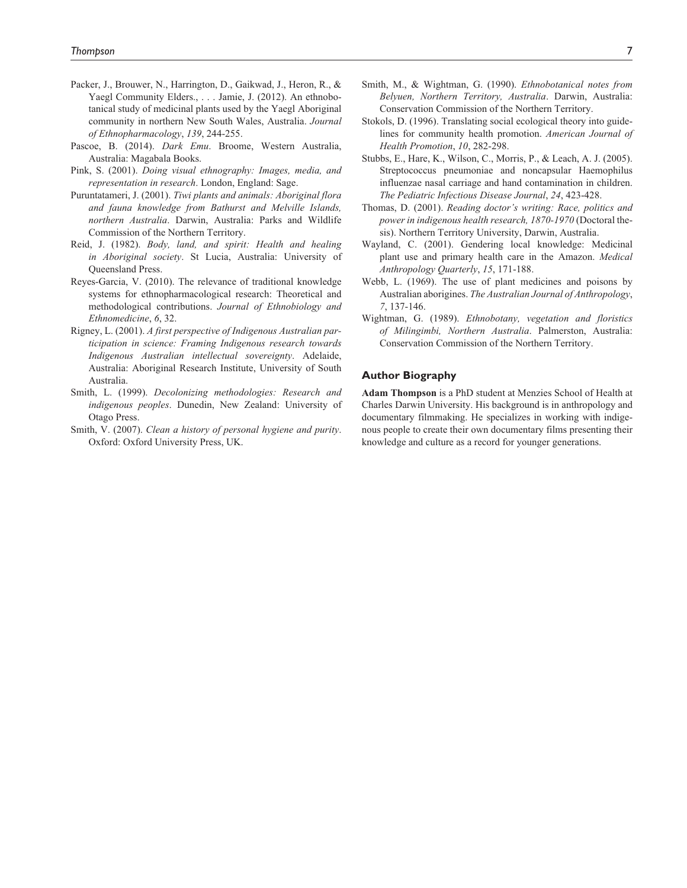Packer, J., Brouwer, N., Harrington, D., Gaikwad, J., Heron, R., & Yaegl Community Elders., . . . Jamie, J. (2012). An ethnobotanical study of medicinal plants used by the Yaegl Aboriginal community in northern New South Wales, Australia. *Journal of Ethnopharmacology*, *139*, 244-255.

Pascoe, B. (2014). *Dark Emu*. Broome, Western Australia, Australia: Magabala Books.

Pink, S. (2001). *Doing visual ethnography: Images, media, and representation in research*. London, England: Sage.

Puruntatameri, J. (2001). *Tiwi plants and animals: Aboriginal flora and fauna knowledge from Bathurst and Melville Islands, northern Australia*. Darwin, Australia: Parks and Wildlife Commission of the Northern Territory.

Reid, J. (1982). *Body, land, and spirit: Health and healing in Aboriginal society*. St Lucia, Australia: University of Queensland Press.

Reyes-Garcia, V. (2010). The relevance of traditional knowledge systems for ethnopharmacological research: Theoretical and methodological contributions. *Journal of Ethnobiology and Ethnomedicine*, *6*, 32.

Rigney, L. (2001). *A first perspective of Indigenous Australian participation in science: Framing Indigenous research towards Indigenous Australian intellectual sovereignty*. Adelaide, Australia: Aboriginal Research Institute, University of South Australia.

Smith, L. (1999). *Decolonizing methodologies: Research and indigenous peoples*. Dunedin, New Zealand: University of Otago Press.

Smith, V. (2007). *Clean a history of personal hygiene and purity*. Oxford: Oxford University Press, UK.

Smith, M., & Wightman, G. (1990). *Ethnobotanical notes from Belyuen, Northern Territory, Australia*. Darwin, Australia: Conservation Commission of the Northern Territory.

Stokols, D. (1996). Translating social ecological theory into guidelines for community health promotion. *American Journal of Health Promotion*, *10*, 282-298.

Stubbs, E., Hare, K., Wilson, C., Morris, P., & Leach, A. J. (2005). Streptococcus pneumoniae and noncapsular Haemophilus influenzae nasal carriage and hand contamination in children. *The Pediatric Infectious Disease Journal*, *24*, 423-428.

Thomas, D. (2001). *Reading doctor's writing: Race, politics and power in indigenous health research, 1870-1970* (Doctoral thesis). Northern Territory University, Darwin, Australia.

Wayland, C. (2001). Gendering local knowledge: Medicinal plant use and primary health care in the Amazon. *Medical Anthropology Quarterly*, *15*, 171-188.

Webb, L. (1969). The use of plant medicines and poisons by Australian aborigines. *The Australian Journal of Anthropology*, *7*, 137-146.

Wightman, G. (1989). *Ethnobotany, vegetation and floristics of Milingimbi, Northern Australia*. Palmerston, Australia: Conservation Commission of the Northern Territory.

## Author Biography

**Adam Thompson** is a PhD student at Menzies School of Health at Charles Darwin University. His background is in anthropology and documentary filmmaking. He specializes in working with indigenous people to create their own documentary films presenting their knowledge and culture as a record for younger generations.